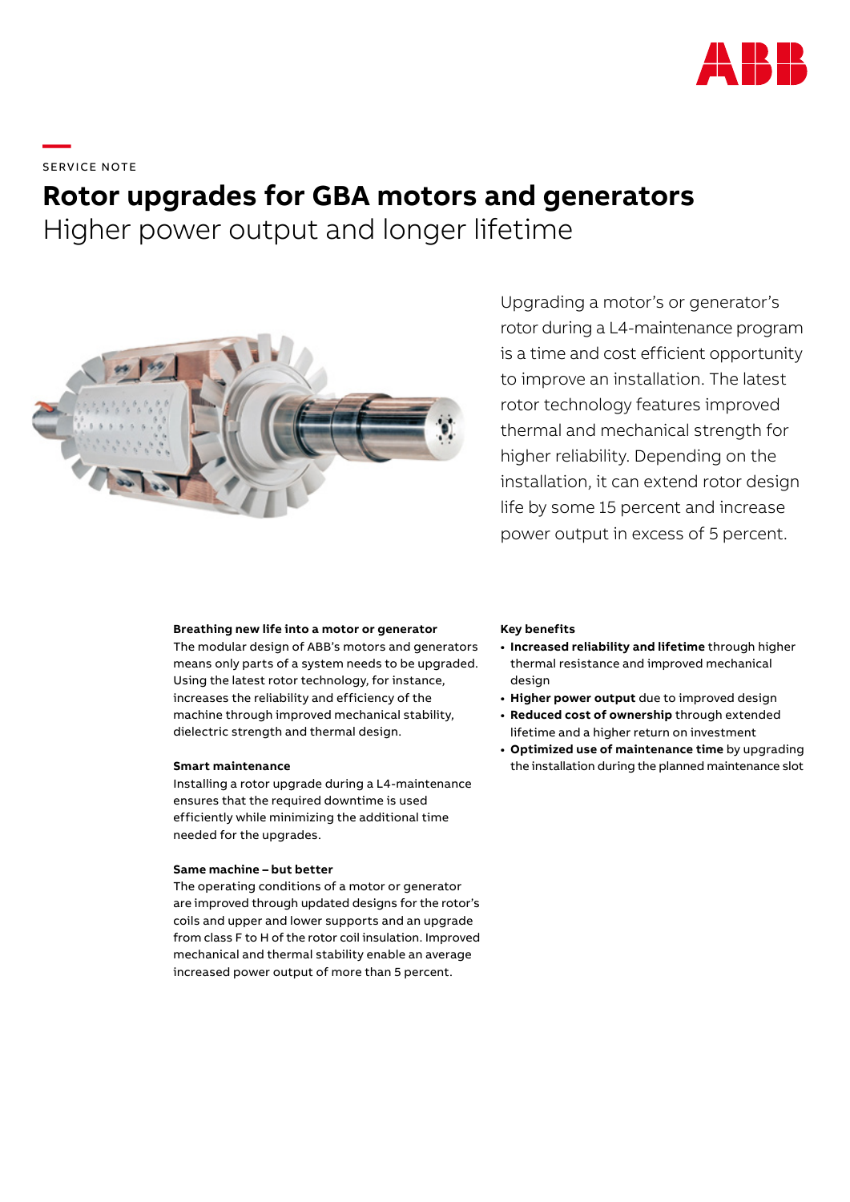SERVICE NOTE

# Rotor upgrades for GBA motors and generators

## Higher power output and longer lifetime

Upgrading a motor's or generator's rotor during a L4-maintenance program is a time and cost efficient opportunity to improve an installation. The latest rotor technology features improved thermal and mechanical strength for higher reliability. Depending on the installation, it can extend rotor design life by some 15 percent and increase power output in excess of 5 percent.

### Breathing new life into a motor or generator

The modular design of ABB's motors and generators means only parts of a system needs to be upgraded. Using the latest rotor technology, for instance, increases the reliability and efficiency of the machine through improved mechanical stability, dielectric strength and thermal design.

### Smart maintenance

Installing a rotor upgrade during a L4-maintenance ensures that the required downtime is used efficiently while minimizing the additional time needed for the upgrades.

### Same machine – but better

The operating conditions of a motor or generator are improved through updated designs for the rotor's coils and upper and lower supports and an upgrade from class F to H of the rotor coil insulation. Improved mechanical and thermal stability enable an average increased power output of more than 5 percent.

### Key benefits

- **Increased reliability and lifetime** through higher thermal resistance and improved mechanical design
- **Higher power output** due to improved design
- **Reduced cost of ownership** through extended lifetime and a higher return on investment
- **Optimized use of maintenance time** by upgrading the installation during the planned maintenance slot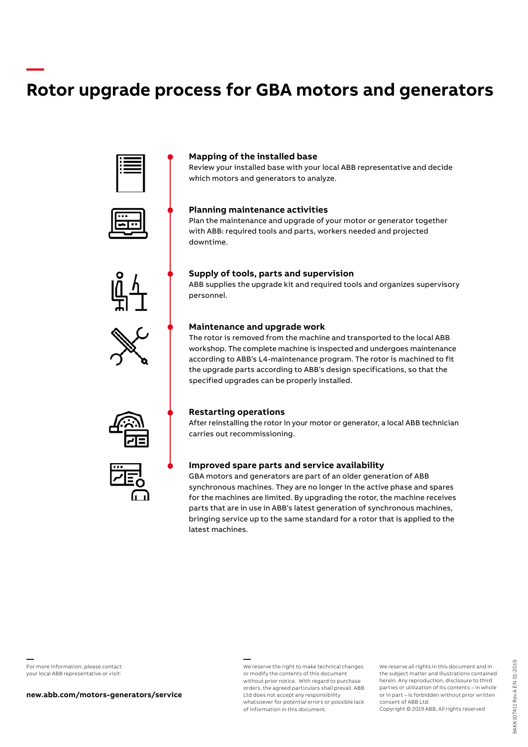# Rotor upgrade process for GBA motors and generators

### Mapping of the installed base

Review your installed base with your local ABB representative and decide which motors and generators to analyze.

### Planning maintenance activities

Plan the maintenance and upgrade of your motor or generator together with ABB: required tools and parts, workers needed and projected downtime.

### Supply of tools, parts and supervision

ABB supplies the upgrade kit and required tools and organizes supervisory personnel.

### Maintenance and upgrade work

The rotor is removed from the machine and transported to the local ABB workshop. The complete machine is inspected and undergoes maintenance according to ABB's L4-maintenance program. The rotor is machined to fit the upgrade parts according to ABB's design specifications, so that the specified upgrades can be properly installed.

### Restarting operations

After reinstalling the rotor in your motor or generator, a local ABB technician carries out recommissioning.

### Improved spare parts and service availability

GBA motors and generators are part of an older generation of ABB synchronous machines. They are no longer in the active phase and spares for the machines are limited. By upgrading the rotor, the machine receives parts that are in use in ABB's latest generation of synchronous machines, bringing service up to the same standard for a rotor that is applied to the latest machines.

---

For more information, please contact your local ABB representative or visit:

**new.abb.com/motors-generators/service**

We reserve the right to make technical changes or modify the contents of this document without prior notice. With regard to purchase orders, the agreed particulars shall prevail. ABB Ltd does not accept any responsibility whatsoever for potential errors or possible lack of information in this document.

We reserve all rights in this document and in the subject matter and illustrations contained herein. Any reproduction, disclosure to third parties or utilization of its contents – in whole or in part – is forbidden without prior written consent of ABB Ltd.
Copyright © 2019 ABB, All rights reserved

9AKK107411 Rev A EN 01-2019